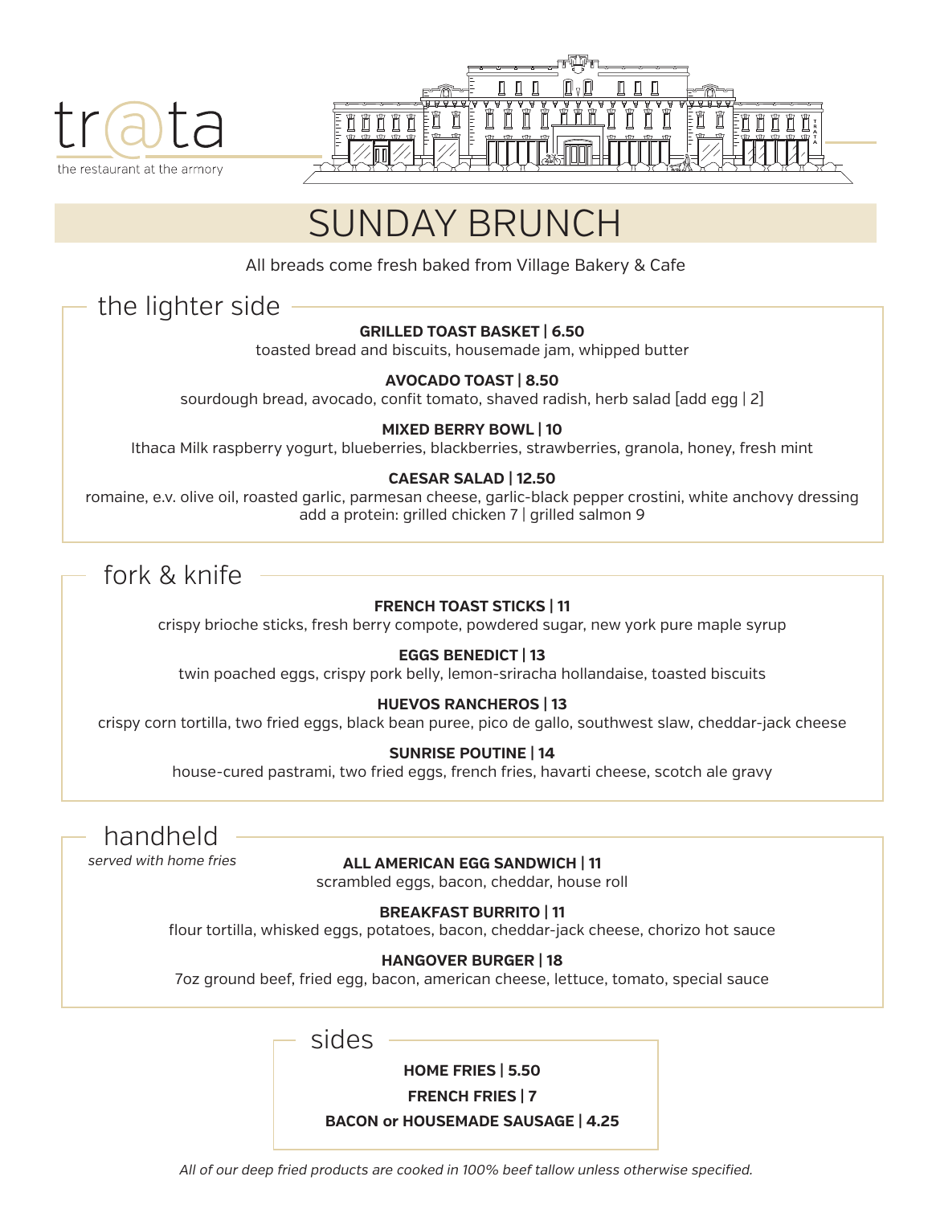tr@ta

the restaurant at the armory

# SUNDAY BRUNCH

All breads come fresh baked from Village Bakery & Cafe

## the lighter side

**GRILLED TOAST BASKET | 6.50**
toasted bread and biscuits, housemade jam, whipped butter

**AVOCADO TOAST | 8.50**
sourdough bread, avocado, confit tomato, shaved radish, herb salad [add egg | 2]

**MIXED BERRY BOWL | 10**
Ithaca Milk raspberry yogurt, blueberries, blackberries, strawberries, granola, honey, fresh mint

**CAESAR SALAD | 12.50**
romaine, e.v. olive oil, roasted garlic, parmesan cheese, garlic-black pepper crostini, white anchovy dressing
add a protein: grilled chicken 7 | grilled salmon 9

## fork & knife

**FRENCH TOAST STICKS | 11**
crispy brioche sticks, fresh berry compote, powdered sugar, new york pure maple syrup

**EGGS BENEDICT | 13**
twin poached eggs, crispy pork belly, lemon-sriracha hollandaise, toasted biscuits

**HUEVOS RANCHEROS | 13**
crispy corn tortilla, two fried eggs, black bean puree, pico de gallo, southwest slaw, cheddar-jack cheese

**SUNRISE POUTINE | 14**
house-cured pastrami, two fried eggs, french fries, havarti cheese, scotch ale gravy

## handheld

*served with home fries*

**ALL AMERICAN EGG SANDWICH | 11**
scrambled eggs, bacon, cheddar, house roll

**BREAKFAST BURRITO | 11**
flour tortilla, whisked eggs, potatoes, bacon, cheddar-jack cheese, chorizo hot sauce

**HANGOVER BURGER | 18**
7oz ground beef, fried egg, bacon, american cheese, lettuce, tomato, special sauce

## sides

**HOME FRIES | 5.50**

**FRENCH FRIES | 7**

**BACON or HOUSEMADE SAUSAGE | 4.25**

*All of our deep fried products are cooked in 100% beef tallow unless otherwise specified.*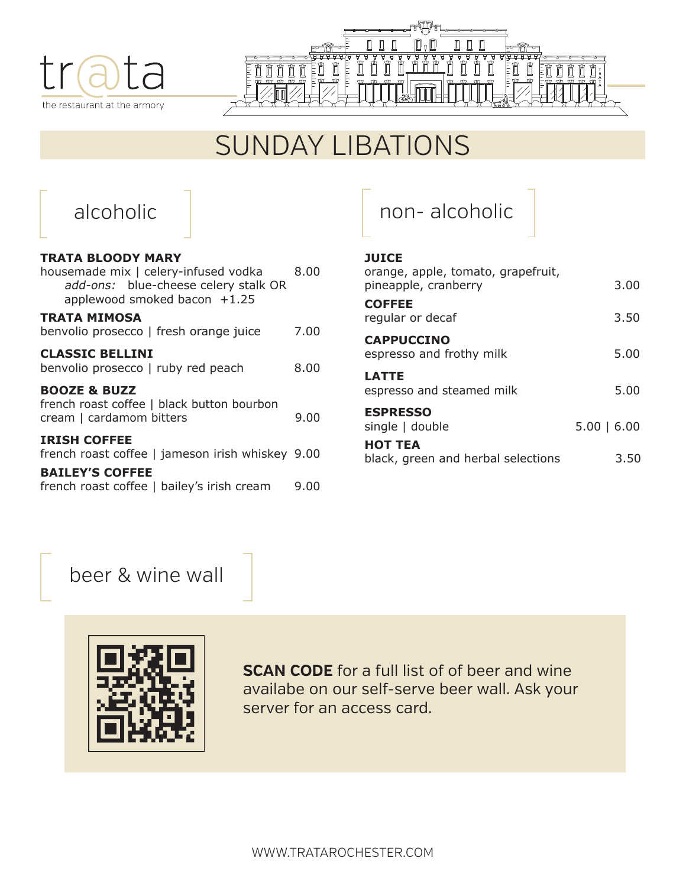tr@ta

the restaurant at the armory

# SUNDAY LIBATIONS

## alcoholic

**TRATA BLOODY MARY**
housemade mix | celery-infused vodka 8.00
*add-ons:* blue-cheese celery stalk OR applewood smoked bacon +1.25

**TRATA MIMOSA**
benvolio prosecco | fresh orange juice 7.00

**CLASSIC BELLINI**
benvolio prosecco | ruby red peach 8.00

**BOOZE & BUZZ**
french roast coffee | black button bourbon cream | cardamom bitters 9.00

**IRISH COFFEE**
french roast coffee | jameson irish whiskey 9.00

**BAILEY'S COFFEE**
french roast coffee | bailey's irish cream 9.00

## non- alcoholic

**JUICE**
orange, apple, tomato, grapefruit, pineapple, cranberry 3.00

**COFFEE**
regular or decaf 3.50

**CAPPUCCINO**
espresso and frothy milk 5.00

**LATTE**
espresso and steamed milk 5.00

**ESPRESSO**
single | double 5.00 | 6.00

**HOT TEA**
black, green and herbal selections 3.50

## beer & wine wall

**SCAN CODE** for a full list of of beer and wine availabe on our self-serve beer wall. Ask your server for an access card.

WWW.TRATAROCHESTER.COM